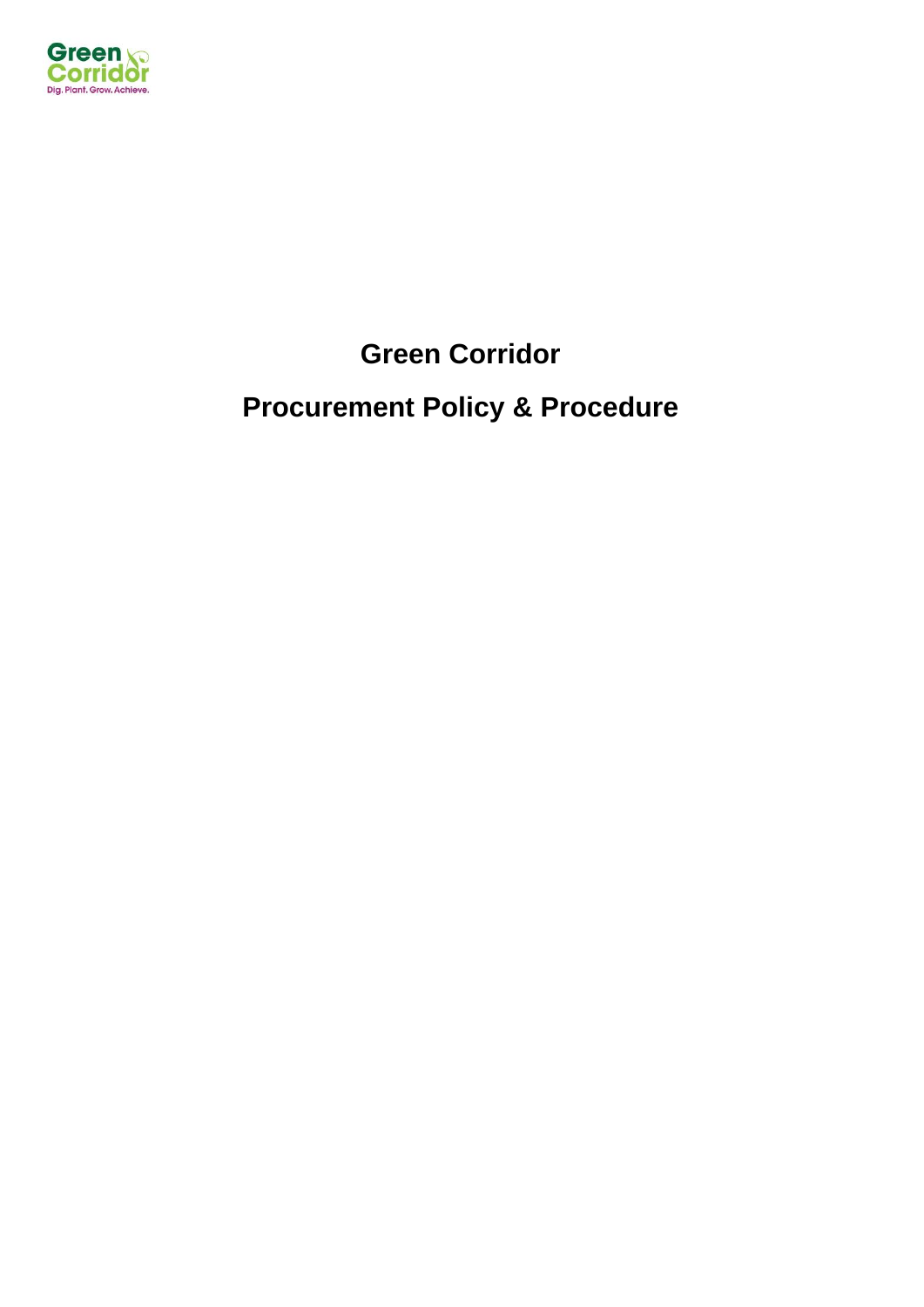# Green Corridor

# Procurement Policy & Procedure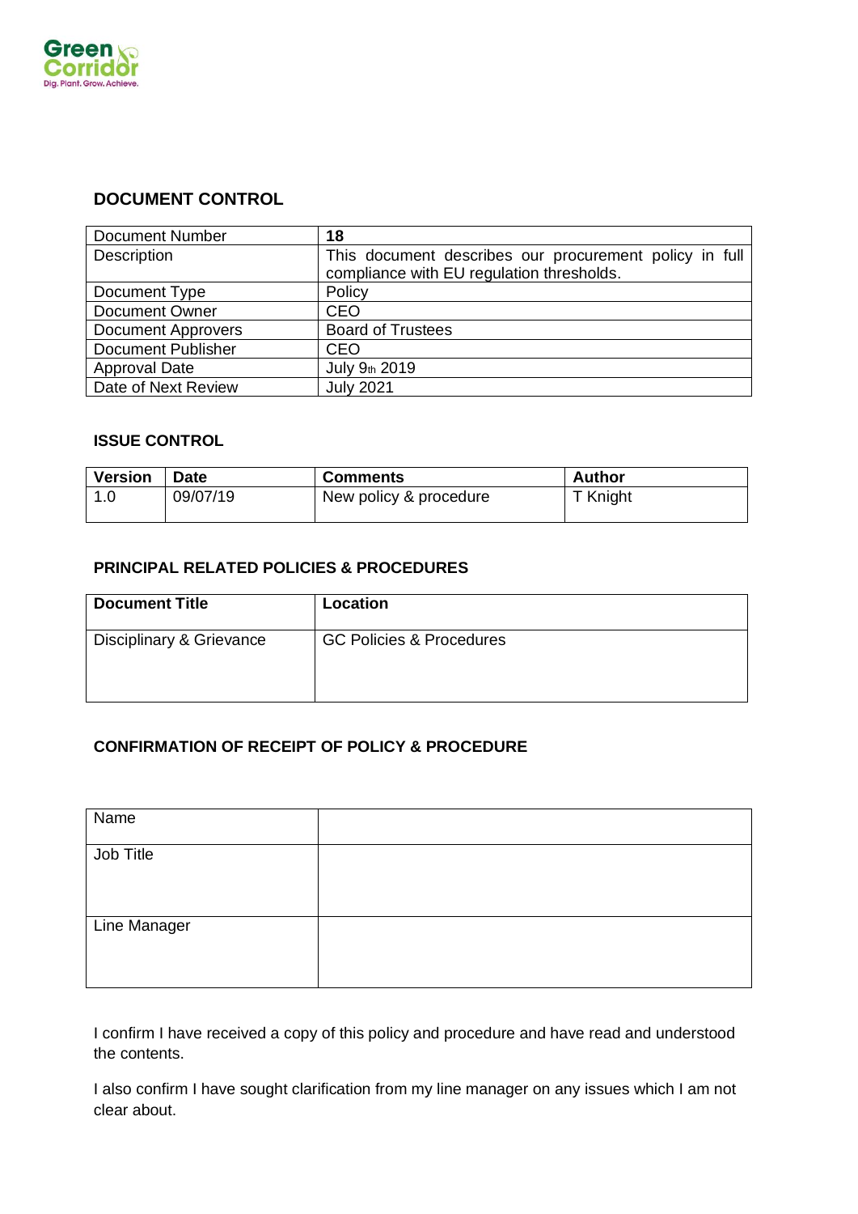## DOCUMENT CONTROL

| Document Number | **18** |
|---|---|
| Description | This document describes our procurement policy in full compliance with EU regulation thresholds. |
| Document Type | Policy |
| Document Owner | CEO |
| Document Approvers | Board of Trustees |
| Document Publisher | CEO |
| Approval Date | July 9th 2019 |
| Date of Next Review | July 2021 |

### ISSUE CONTROL

| Version | Date | Comments | Author |
|---|---|---|---|
| 1.0 | 09/07/19 | New policy & procedure | T Knight |

### PRINCIPAL RELATED POLICIES & PROCEDURES

| Document Title | Location |
|---|---|
| Disciplinary & Grievance | GC Policies & Procedures |

### CONFIRMATION OF RECEIPT OF POLICY & PROCEDURE

| Name | |
|---|---|
| Job Title | |
| Line Manager | |

I confirm I have received a copy of this policy and procedure and have read and understood the contents.

I also confirm I have sought clarification from my line manager on any issues which I am not clear about.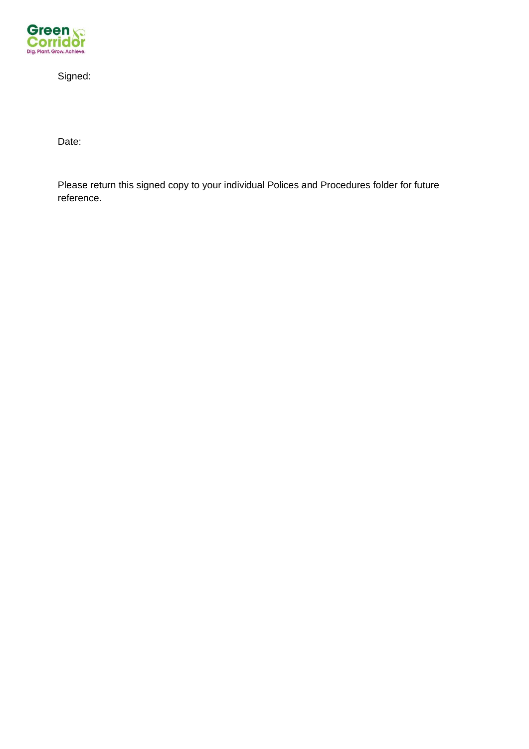Signed:

Date:

Please return this signed copy to your individual Polices and Procedures folder for future reference.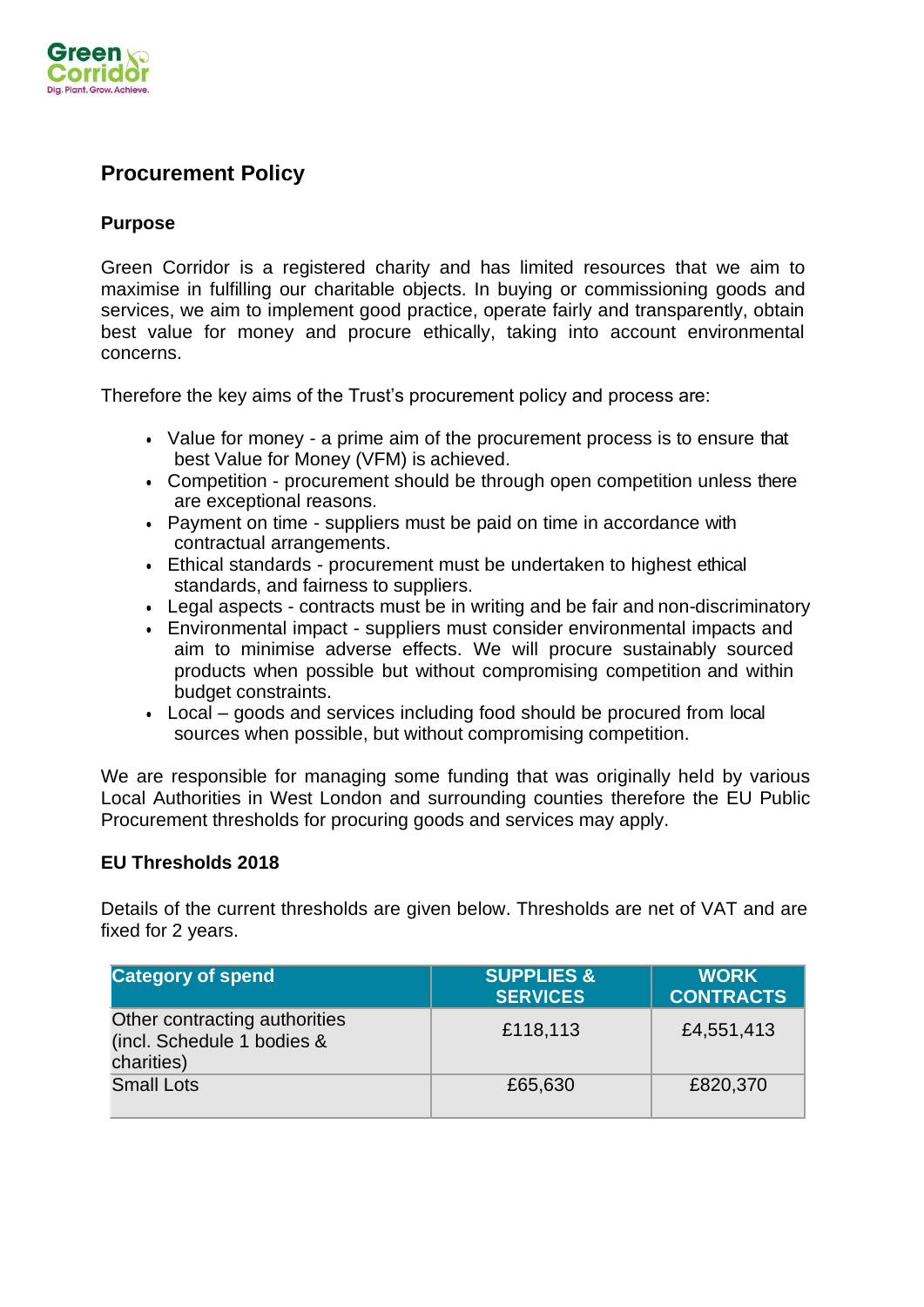## Procurement Policy

### Purpose

Green Corridor is a registered charity and has limited resources that we aim to maximise in fulfilling our charitable objects. In buying or commissioning goods and services, we aim to implement good practice, operate fairly and transparently, obtain best value for money and procure ethically, taking into account environmental concerns.

Therefore the key aims of the Trust's procurement policy and process are:

- Value for money - a prime aim of the procurement process is to ensure that best Value for Money (VFM) is achieved.
- Competition - procurement should be through open competition unless there are exceptional reasons.
- Payment on time - suppliers must be paid on time in accordance with contractual arrangements.
- Ethical standards - procurement must be undertaken to highest ethical standards, and fairness to suppliers.
- Legal aspects - contracts must be in writing and be fair and non-discriminatory
- Environmental impact - suppliers must consider environmental impacts and aim to minimise adverse effects. We will procure sustainably sourced products when possible but without compromising competition and within budget constraints.
- Local – goods and services including food should be procured from local sources when possible, but without compromising competition.

We are responsible for managing some funding that was originally held by various Local Authorities in West London and surrounding counties therefore the EU Public Procurement thresholds for procuring goods and services may apply.

### EU Thresholds 2018

Details of the current thresholds are given below. Thresholds are net of VAT and are fixed for 2 years.

| Category of spend | SUPPLIES & SERVICES | WORK CONTRACTS |
|---|---|---|
| Other contracting authorities (incl. Schedule 1 bodies & charities) | £118,113 | £4,551,413 |
| Small Lots | £65,630 | £820,370 |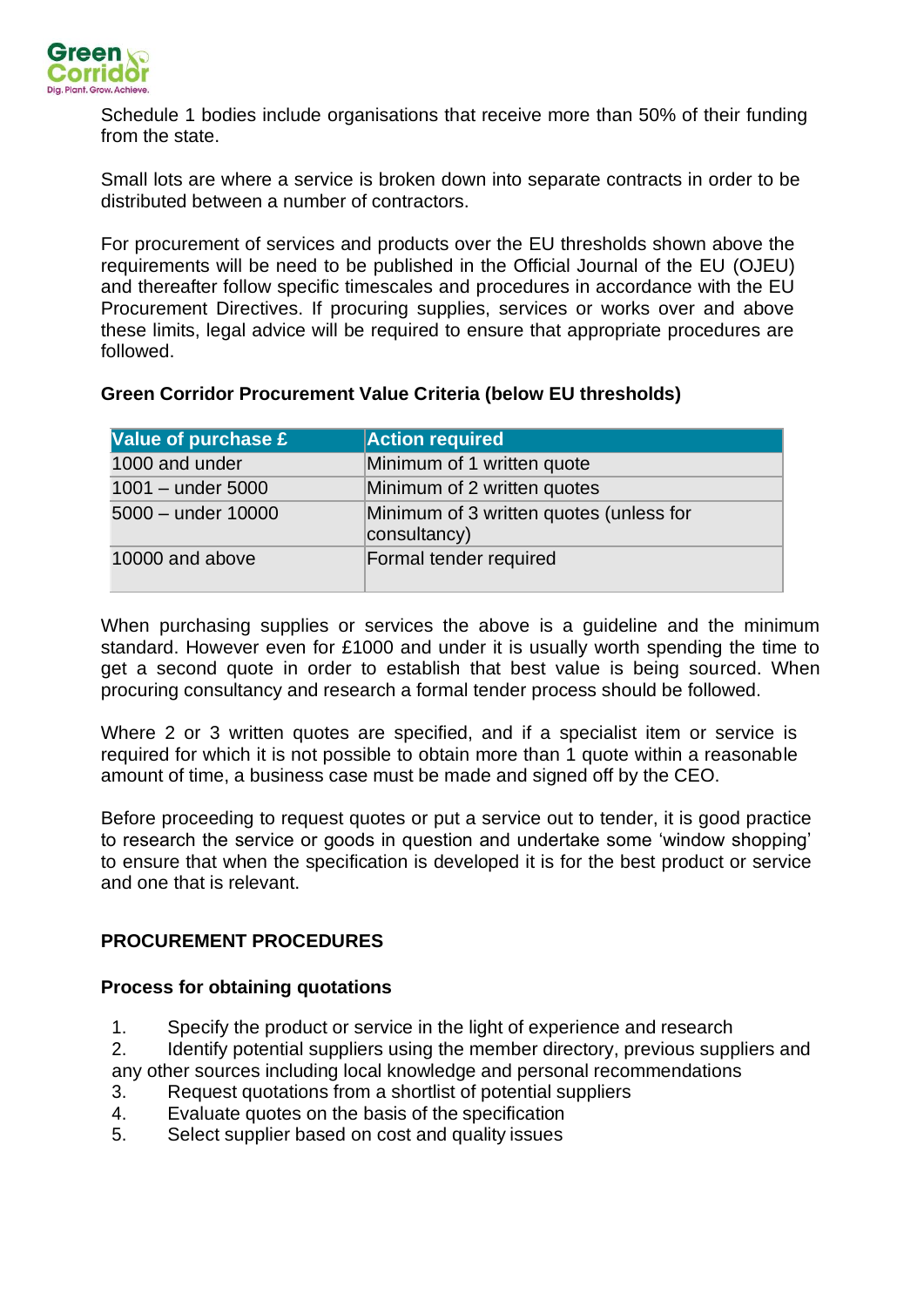Schedule 1 bodies include organisations that receive more than 50% of their funding from the state.

Small lots are where a service is broken down into separate contracts in order to be distributed between a number of contractors.

For procurement of services and products over the EU thresholds shown above the requirements will be need to be published in the Official Journal of the EU (OJEU) and thereafter follow specific timescales and procedures in accordance with the EU Procurement Directives. If procuring supplies, services or works over and above these limits, legal advice will be required to ensure that appropriate procedures are followed.

**Green Corridor Procurement Value Criteria (below EU thresholds)**

| Value of purchase £ | Action required |
|---|---|
| 1000 and under | Minimum of 1 written quote |
| 1001 – under 5000 | Minimum of 2 written quotes |
| 5000 – under 10000 | Minimum of 3 written quotes (unless for consultancy) |
| 10000 and above | Formal tender required |

When purchasing supplies or services the above is a guideline and the minimum standard. However even for £1000 and under it is usually worth spending the time to get a second quote in order to establish that best value is being sourced. When procuring consultancy and research a formal tender process should be followed.

Where 2 or 3 written quotes are specified, and if a specialist item or service is required for which it is not possible to obtain more than 1 quote within a reasonable amount of time, a business case must be made and signed off by the CEO.

Before proceeding to request quotes or put a service out to tender, it is good practice to research the service or goods in question and undertake some 'window shopping' to ensure that when the specification is developed it is for the best product or service and one that is relevant.

## PROCUREMENT PROCEDURES

### Process for obtaining quotations

1. Specify the product or service in the light of experience and research
2. Identify potential suppliers using the member directory, previous suppliers and any other sources including local knowledge and personal recommendations
3. Request quotations from a shortlist of potential suppliers
4. Evaluate quotes on the basis of the specification
5. Select supplier based on cost and quality issues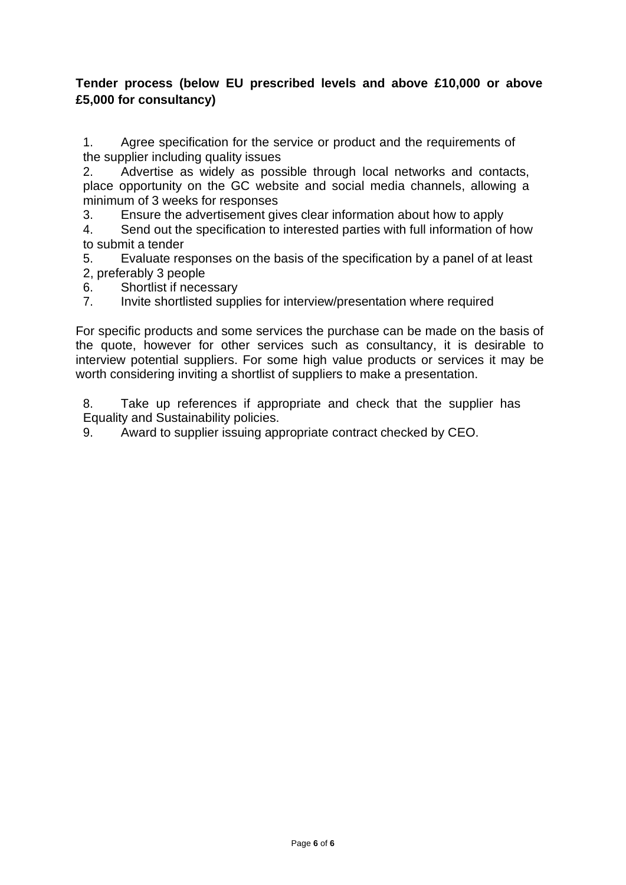**Tender process (below EU prescribed levels and above £10,000 or above £5,000 for consultancy)**

1. Agree specification for the service or product and the requirements of the supplier including quality issues
2. Advertise as widely as possible through local networks and contacts, place opportunity on the GC website and social media channels, allowing a minimum of 3 weeks for responses
3. Ensure the advertisement gives clear information about how to apply
4. Send out the specification to interested parties with full information of how to submit a tender
5. Evaluate responses on the basis of the specification by a panel of at least 2, preferably 3 people
6. Shortlist if necessary
7. Invite shortlisted supplies for interview/presentation where required

For specific products and some services the purchase can be made on the basis of the quote, however for other services such as consultancy, it is desirable to interview potential suppliers. For some high value products or services it may be worth considering inviting a shortlist of suppliers to make a presentation.

8. Take up references if appropriate and check that the supplier has Equality and Sustainability policies.
9. Award to supplier issuing appropriate contract checked by CEO.